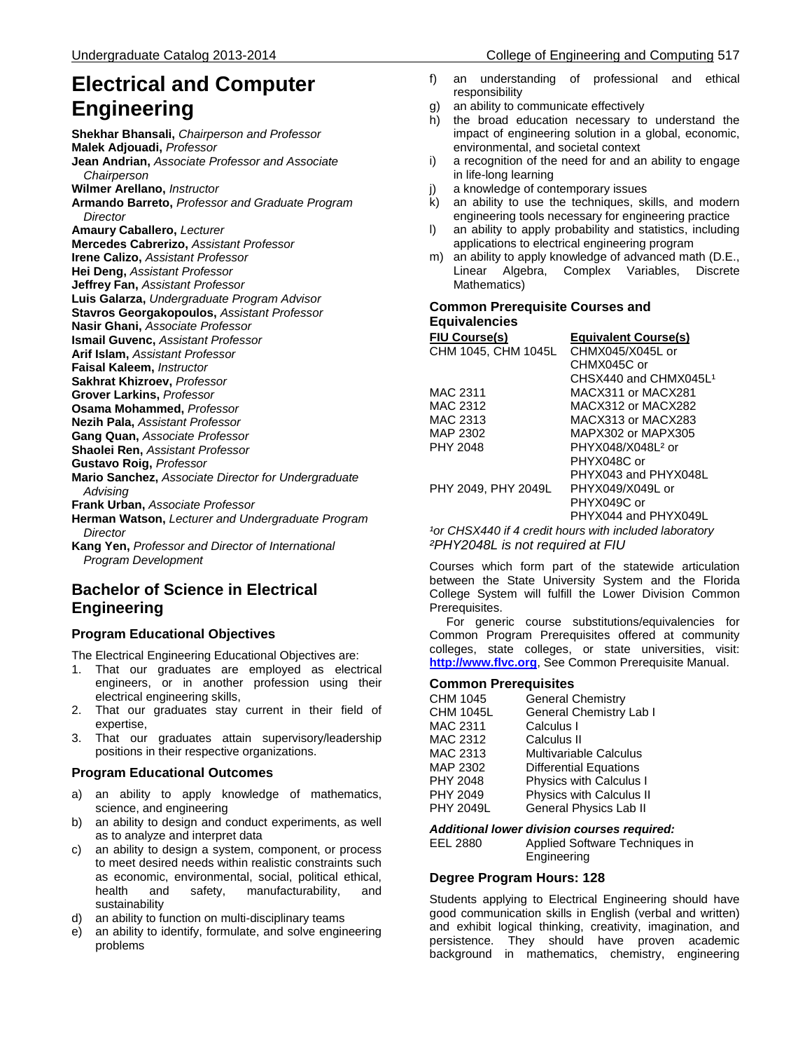# Electrical and Computer Engineering

**Shekhar Bhansali,** *Chairperson and Professor*
**Malek Adjouadi,** *Professor*
**Jean Andrian,** *Associate Professor and Associate Chairperson*
**Wilmer Arellano,** *Instructor*
**Armando Barreto,** *Professor and Graduate Program Director*
**Amaury Caballero,** *Lecturer*
**Mercedes Cabrerizo,** *Assistant Professor*
**Irene Calizo,** *Assistant Professor*
**Hei Deng,** *Assistant Professor*
**Jeffrey Fan,** *Assistant Professor*
**Luis Galarza,** *Undergraduate Program Advisor*
**Stavros Georgakopoulos,** *Assistant Professor*
**Nasir Ghani,** *Associate Professor*
**Ismail Guvenc,** *Assistant Professor*
**Arif Islam,** *Assistant Professor*
**Faisal Kaleem,** *Instructor*
**Sakhrat Khizroev,** *Professor*
**Grover Larkins,** *Professor*
**Osama Mohammed,** *Professor*
**Nezih Pala,** *Assistant Professor*
**Gang Quan,** *Associate Professor*
**Shaolei Ren,** *Assistant Professor*
**Gustavo Roig,** *Professor*
**Mario Sanchez,** *Associate Director for Undergraduate Advising*
**Frank Urban,** *Associate Professor*
**Herman Watson,** *Lecturer and Undergraduate Program Director*
**Kang Yen,** *Professor and Director of International Program Development*

## Bachelor of Science in Electrical Engineering

### Program Educational Objectives

The Electrical Engineering Educational Objectives are:

1. That our graduates are employed as electrical engineers, or in another profession using their electrical engineering skills,
2. That our graduates stay current in their field of expertise,
3. That our graduates attain supervisory/leadership positions in their respective organizations.

### Program Educational Outcomes

a) an ability to apply knowledge of mathematics, science, and engineering
b) an ability to design and conduct experiments, as well as to analyze and interpret data
c) an ability to design a system, component, or process to meet desired needs within realistic constraints such as economic, environmental, social, political ethical, health and safety, manufacturability, and sustainability
d) an ability to function on multi-disciplinary teams
e) an ability to identify, formulate, and solve engineering problems
f) an understanding of professional and ethical responsibility
g) an ability to communicate effectively
h) the broad education necessary to understand the impact of engineering solution in a global, economic, environmental, and societal context
i) a recognition of the need for and an ability to engage in life-long learning
j) a knowledge of contemporary issues
k) an ability to use the techniques, skills, and modern engineering tools necessary for engineering practice
l) an ability to apply probability and statistics, including applications to electrical engineering program
m) an ability to apply knowledge of advanced math (D.E., Linear Algebra, Complex Variables, Discrete Mathematics)

### Common Prerequisite Courses and Equivalencies

| FIU Course(s) | Equivalent Course(s) |
|---|---|
| CHM 1045, CHM 1045L | CHMX045/X045L or CHMX045C or CHSX440 and CHMX045L[1] |
| MAC 2311 | MACX311 or MACX281 |
| MAC 2312 | MACX312 or MACX282 |
| MAC 2313 | MACX313 or MACX283 |
| MAP 2302 | MAPX302 or MAPX305 |
| PHY 2048 | PHYX048/X048L[2] or PHYX048C or PHYX043 and PHYX048L |
| PHY 2049, PHY 2049L | PHYX049/X049L or PHYX049C or PHYX044 and PHYX049L |

*[1]or CHSX440 if 4 credit hours with included laboratory*
*[2]PHY2048L is not required at FIU*

Courses which form part of the statewide articulation between the State University System and the Florida College System will fulfill the Lower Division Common Prerequisites.

For generic course substitutions/equivalencies for Common Program Prerequisites offered at community colleges, state colleges, or state universities, visit: **http://www.flvc.org**, See Common Prerequisite Manual.

### Common Prerequisites

| | |
|---|---|
| CHM 1045 | General Chemistry |
| CHM 1045L | General Chemistry Lab I |
| MAC 2311 | Calculus I |
| MAC 2312 | Calculus II |
| MAC 2313 | Multivariable Calculus |
| MAP 2302 | Differential Equations |
| PHY 2048 | Physics with Calculus I |
| PHY 2049 | Physics with Calculus II |
| PHY 2049L | General Physics Lab II |

***Additional lower division courses required:***

| | |
|---|---|
| EEL 2880 | Applied Software Techniques in Engineering |

### Degree Program Hours: 128

Students applying to Electrical Engineering should have good communication skills in English (verbal and written) and exhibit logical thinking, creativity, imagination, and persistence. They should have proven academic background in mathematics, chemistry, engineering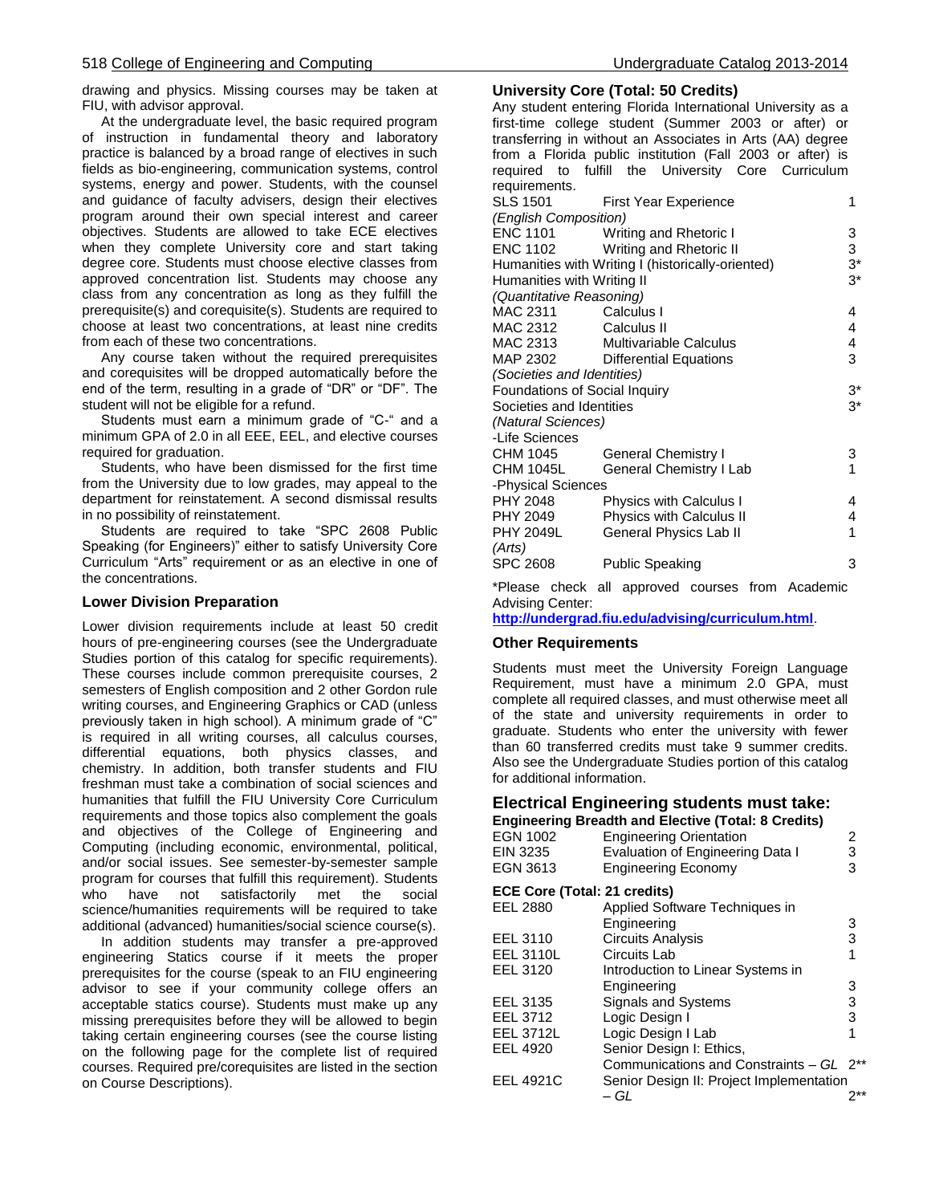drawing and physics. Missing courses may be taken at FIU, with advisor approval.

At the undergraduate level, the basic required program of instruction in fundamental theory and laboratory practice is balanced by a broad range of electives in such fields as bio-engineering, communication systems, control systems, energy and power. Students, with the counsel and guidance of faculty advisers, design their electives program around their own special interest and career objectives. Students are allowed to take ECE electives when they complete University core and start taking degree core. Students must choose elective classes from approved concentration list. Students may choose any class from any concentration as long as they fulfill the prerequisite(s) and corequisite(s). Students are required to choose at least two concentrations, at least nine credits from each of these two concentrations.

Any course taken without the required prerequisites and corequisites will be dropped automatically before the end of the term, resulting in a grade of "DR" or "DF". The student will not be eligible for a refund.

Students must earn a minimum grade of "C-" and a minimum GPA of 2.0 in all EEE, EEL, and elective courses required for graduation.

Students, who have been dismissed for the first time from the University due to low grades, may appeal to the department for reinstatement. A second dismissal results in no possibility of reinstatement.

Students are required to take "SPC 2608 Public Speaking (for Engineers)" either to satisfy University Core Curriculum "Arts" requirement or as an elective in one of the concentrations.

### Lower Division Preparation

Lower division requirements include at least 50 credit hours of pre-engineering courses (see the Undergraduate Studies portion of this catalog for specific requirements). These courses include common prerequisite courses, 2 semesters of English composition and 2 other Gordon rule writing courses, and Engineering Graphics or CAD (unless previously taken in high school). A minimum grade of "C" is required in all writing courses, all calculus courses, differential equations, both physics classes, and chemistry. In addition, both transfer students and FIU freshman must take a combination of social sciences and humanities that fulfill the FIU University Core Curriculum requirements and those topics also complement the goals and objectives of the College of Engineering and Computing (including economic, environmental, political, and/or social issues. See semester-by-semester sample program for courses that fulfill this requirement). Students who have not satisfactorily met the social science/humanities requirements will be required to take additional (advanced) humanities/social science course(s).

In addition students may transfer a pre-approved engineering Statics course if it meets the proper prerequisites for the course (speak to an FIU engineering advisor to see if your community college offers an acceptable statics course). Students must make up any missing prerequisites before they will be allowed to begin taking certain engineering courses (see the course listing on the following page for the complete list of required courses. Required pre/corequisites are listed in the section on Course Descriptions).

### University Core (Total: 50 Credits)

Any student entering Florida International University as a first-time college student (Summer 2003 or after) or transferring in without an Associates in Arts (AA) degree from a Florida public institution (Fall 2003 or after) is required to fulfill the University Core Curriculum requirements.

| | | |
|---|---|---|
| SLS 1501 | First Year Experience | 1 |
| *(English Composition)* | | |
| ENC 1101 | Writing and Rhetoric I | 3 |
| ENC 1102 | Writing and Rhetoric II | 3 |
| Humanities with Writing I (historically-oriented) | | 3* |
| Humanities with Writing II | | 3* |
| *(Quantitative Reasoning)* | | |
| MAC 2311 | Calculus I | 4 |
| MAC 2312 | Calculus II | 4 |
| MAC 2313 | Multivariable Calculus | 4 |
| MAP 2302 | Differential Equations | 3 |
| *(Societies and Identities)* | | |
| Foundations of Social Inquiry | | 3* |
| Societies and Identities | | 3* |
| *(Natural Sciences)* | | |
| -Life Sciences | | |
| CHM 1045 | General Chemistry I | 3 |
| CHM 1045L | General Chemistry I Lab | 1 |
| -Physical Sciences | | |
| PHY 2048 | Physics with Calculus I | 4 |
| PHY 2049 | Physics with Calculus II | 4 |
| PHY 2049L | General Physics Lab II | 1 |
| *(Arts)* | | |
| SPC 2608 | Public Speaking | 3 |

*Please check all approved courses from Academic Advising Center: http://undergrad.fiu.edu/advising/curriculum.html.

### Other Requirements

Students must meet the University Foreign Language Requirement, must have a minimum 2.0 GPA, must complete all required classes, and must otherwise meet all of the state and university requirements in order to graduate. Students who enter the university with fewer than 60 transferred credits must take 9 summer credits. Also see the Undergraduate Studies portion of this catalog for additional information.

## Electrical Engineering students must take:

**Engineering Breadth and Elective (Total: 8 Credits)**

| | | |
|---|---|---|
| EGN 1002 | Engineering Orientation | 2 |
| EIN 3235 | Evaluation of Engineering Data I | 3 |
| EGN 3613 | Engineering Economy | 3 |

**ECE Core (Total: 21 credits)**

| | | |
|---|---|---|
| EEL 2880 | Applied Software Techniques in Engineering | 3 |
| EEL 3110 | Circuits Analysis | 3 |
| EEL 3110L | Circuits Lab | 1 |
| EEL 3120 | Introduction to Linear Systems in Engineering | 3 |
| EEL 3135 | Signals and Systems | 3 |
| EEL 3712 | Logic Design I | 3 |
| EEL 3712L | Logic Design I Lab | 1 |
| EEL 4920 | Senior Design I: Ethics, Communications and Constraints – *GL* | 2** |
| EEL 4921C | Senior Design II: Project Implementation – *GL* | 2** |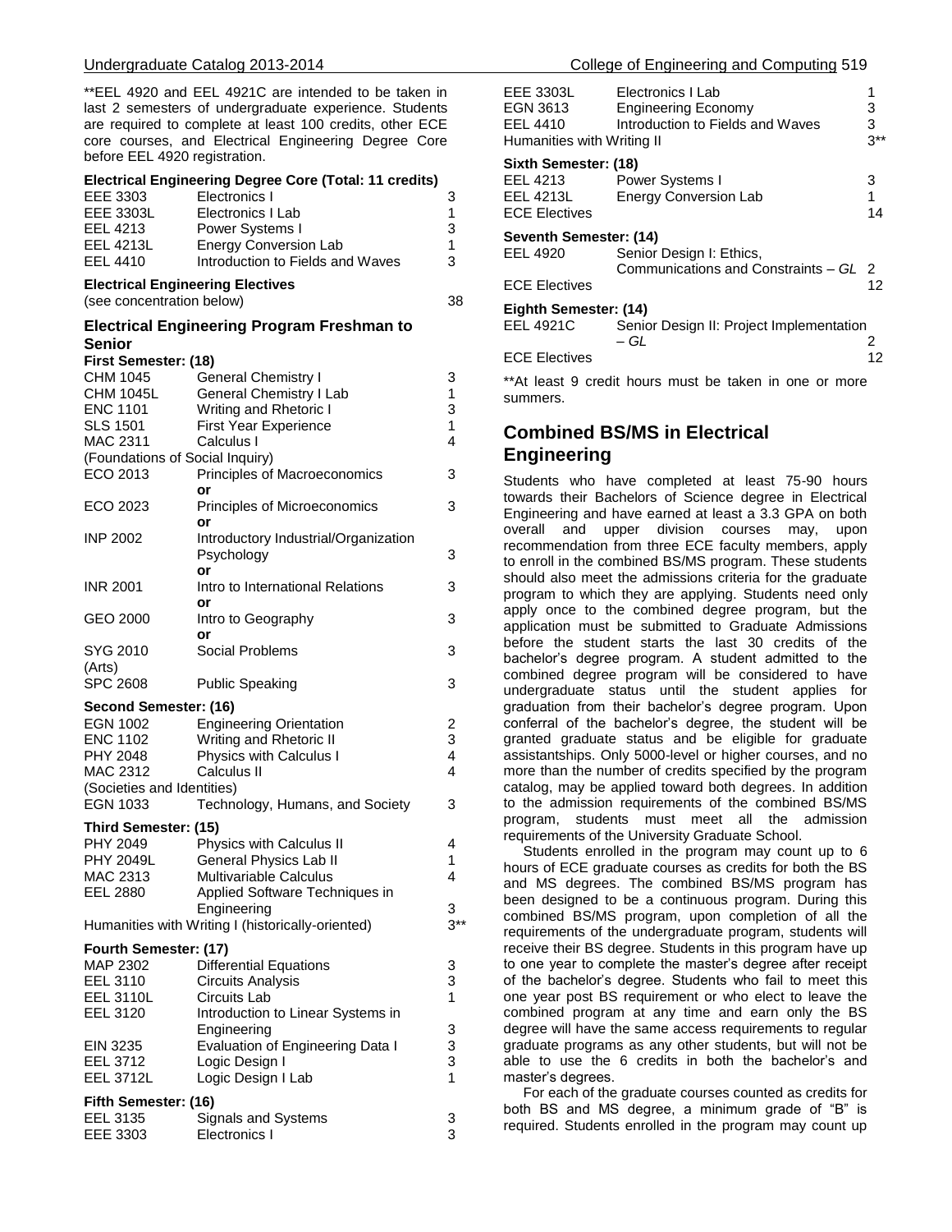**EEL 4920 and EEL 4921C are intended to be taken in last 2 semesters of undergraduate experience. Students are required to complete at least 100 credits, other ECE core courses, and Electrical Engineering Degree Core before EEL 4920 registration.

**Electrical Engineering Degree Core (Total: 11 credits)**

| | | |
|---|---|---|
| EEE 3303 | Electronics I | 3 |
| EEE 3303L | Electronics I Lab | 1 |
| EEL 4213 | Power Systems I | 3 |
| EEL 4213L | Energy Conversion Lab | 1 |
| EEL 4410 | Introduction to Fields and Waves | 3 |

**Electrical Engineering Electives**

(see concentration below) 38

### Electrical Engineering Program Freshman to Senior

**First Semester: (18)**

| | | |
|---|---|---|
| CHM 1045 | General Chemistry I | 3 |
| CHM 1045L | General Chemistry I Lab | 1 |
| ENC 1101 | Writing and Rhetoric I | 3 |
| SLS 1501 | First Year Experience | 1 |
| MAC 2311 | Calculus I | 4 |
| (Foundations of Social Inquiry) | | |
| ECO 2013 | Principles of Macroeconomics | 3 |
| | or | |
| ECO 2023 | Principles of Microeconomics | 3 |
| | or | |
| INP 2002 | Introductory Industrial/Organization Psychology | 3 |
| | or | |
| INR 2001 | Intro to International Relations | 3 |
| | or | |
| GEO 2000 | Intro to Geography | 3 |
| | or | |
| SYG 2010 | Social Problems | 3 |
| (Arts) | | |
| SPC 2608 | Public Speaking | 3 |

**Second Semester: (16)**

| | | |
|---|---|---|
| EGN 1002 | Engineering Orientation | 2 |
| ENC 1102 | Writing and Rhetoric II | 3 |
| PHY 2048 | Physics with Calculus I | 4 |
| MAC 2312 | Calculus II | 4 |
| (Societies and Identities) | | |
| EGN 1033 | Technology, Humans, and Society | 3 |

**Third Semester: (15)**

| | | |
|---|---|---|
| PHY 2049 | Physics with Calculus II | 4 |
| PHY 2049L | General Physics Lab II | 1 |
| MAC 2313 | Multivariable Calculus | 4 |
| EEL 2880 | Applied Software Techniques in Engineering | 3 |
| Humanities with Writing I (historically-oriented) | | 3** |

**Fourth Semester: (17)**

| | | |
|---|---|---|
| MAP 2302 | Differential Equations | 3 |
| EEL 3110 | Circuits Analysis | 3 |
| EEL 3110L | Circuits Lab | 1 |
| EEL 3120 | Introduction to Linear Systems in Engineering | 3 |
| EIN 3235 | Evaluation of Engineering Data I | 3 |
| EEL 3712 | Logic Design I | 3 |
| EEL 3712L | Logic Design I Lab | 1 |

**Fifth Semester: (16)**

| | | |
|---|---|---|
| EEL 3135 | Signals and Systems | 3 |
| EEE 3303 | Electronics I | 3 |
| EEE 3303L | Electronics I Lab | 1 |
| EGN 3613 | Engineering Economy | 3 |
| EEL 4410 | Introduction to Fields and Waves | 3 |
| Humanities with Writing II | | 3** |

**Sixth Semester: (18)**

| | | |
|---|---|---|
| EEL 4213 | Power Systems I | 3 |
| EEL 4213L | Energy Conversion Lab | 1 |
| ECE Electives | | 14 |

**Seventh Semester: (14)**

| | | |
|---|---|---|
| EEL 4920 | Senior Design I: Ethics, Communications and Constraints – *GL* | 2 |
| ECE Electives | | 12 |

**Eighth Semester: (14)**

| | | |
|---|---|---|
| EEL 4921C | Senior Design II: Project Implementation – *GL* | 2 |
| ECE Electives | | 12 |

**At least 9 credit hours must be taken in one or more summers.

## Combined BS/MS in Electrical Engineering

Students who have completed at least 75-90 hours towards their Bachelors of Science degree in Electrical Engineering and have earned at least a 3.3 GPA on both overall and upper division courses may, upon recommendation from three ECE faculty members, apply to enroll in the combined BS/MS program. These students should also meet the admissions criteria for the graduate program to which they are applying. Students need only apply once to the combined degree program, but the application must be submitted to Graduate Admissions before the student starts the last 30 credits of the bachelor's degree program. A student admitted to the combined degree program will be considered to have undergraduate status until the student applies for graduation from their bachelor's degree program. Upon conferral of the bachelor's degree, the student will be granted graduate status and be eligible for graduate assistantships. Only 5000-level or higher courses, and no more than the number of credits specified by the program catalog, may be applied toward both degrees. In addition to the admission requirements of the combined BS/MS program, students must meet all the admission requirements of the University Graduate School.

Students enrolled in the program may count up to 6 hours of ECE graduate courses as credits for both the BS and MS degrees. The combined BS/MS program has been designed to be a continuous program. During this combined BS/MS program, upon completion of all the requirements of the undergraduate program, students will receive their BS degree. Students in this program have up to one year to complete the master's degree after receipt of the bachelor's degree. Students who fail to meet this one year post BS requirement or who elect to leave the combined program at any time and earn only the BS degree will have the same access requirements to regular graduate programs as any other students, but will not be able to use the 6 credits in both the bachelor's and master's degrees.

For each of the graduate courses counted as credits for both BS and MS degree, a minimum grade of "B" is required. Students enrolled in the program may count up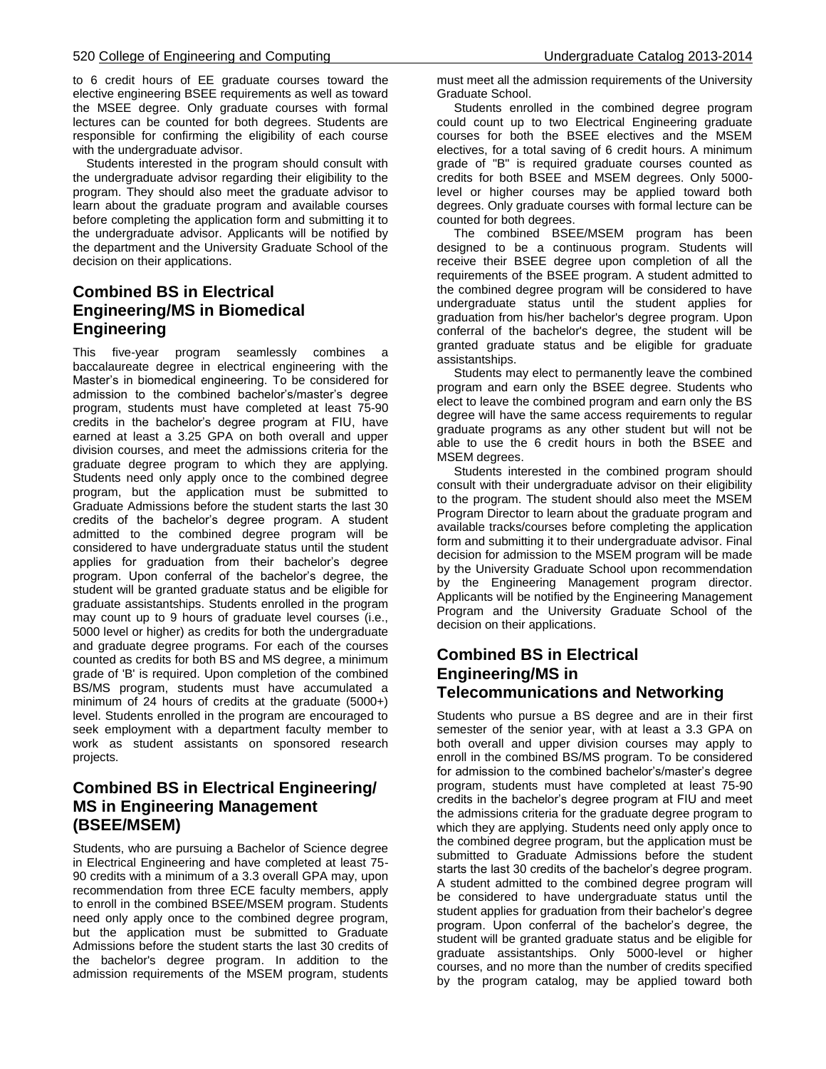to 6 credit hours of EE graduate courses toward the elective engineering BSEE requirements as well as toward the MSEE degree. Only graduate courses with formal lectures can be counted for both degrees. Students are responsible for confirming the eligibility of each course with the undergraduate advisor.

Students interested in the program should consult with the undergraduate advisor regarding their eligibility to the program. They should also meet the graduate advisor to learn about the graduate program and available courses before completing the application form and submitting it to the undergraduate advisor. Applicants will be notified by the department and the University Graduate School of the decision on their applications.

## Combined BS in Electrical Engineering/MS in Biomedical Engineering

This five-year program seamlessly combines a baccalaureate degree in electrical engineering with the Master's in biomedical engineering. To be considered for admission to the combined bachelor's/master's degree program, students must have completed at least 75-90 credits in the bachelor's degree program at FIU, have earned at least a 3.25 GPA on both overall and upper division courses, and meet the admissions criteria for the graduate degree program to which they are applying. Students need only apply once to the combined degree program, but the application must be submitted to Graduate Admissions before the student starts the last 30 credits of the bachelor's degree program. A student admitted to the combined degree program will be considered to have undergraduate status until the student applies for graduation from their bachelor's degree program. Upon conferral of the bachelor's degree, the student will be granted graduate status and be eligible for graduate assistantships. Students enrolled in the program may count up to 9 hours of graduate level courses (i.e., 5000 level or higher) as credits for both the undergraduate and graduate degree programs. For each of the courses counted as credits for both BS and MS degree, a minimum grade of 'B' is required. Upon completion of the combined BS/MS program, students must have accumulated a minimum of 24 hours of credits at the graduate (5000+) level. Students enrolled in the program are encouraged to seek employment with a department faculty member to work as student assistants on sponsored research projects.

## Combined BS in Electrical Engineering/ MS in Engineering Management (BSEE/MSEM)

Students, who are pursuing a Bachelor of Science degree in Electrical Engineering and have completed at least 75-90 credits with a minimum of a 3.3 overall GPA may, upon recommendation from three ECE faculty members, apply to enroll in the combined BSEE/MSEM program. Students need only apply once to the combined degree program, but the application must be submitted to Graduate Admissions before the student starts the last 30 credits of the bachelor's degree program. In addition to the admission requirements of the MSEM program, students must meet all the admission requirements of the University Graduate School.

Students enrolled in the combined degree program could count up to two Electrical Engineering graduate courses for both the BSEE electives and the MSEM electives, for a total saving of 6 credit hours. A minimum grade of "B" is required graduate courses counted as credits for both BSEE and MSEM degrees. Only 5000-level or higher courses may be applied toward both degrees. Only graduate courses with formal lecture can be counted for both degrees.

The combined BSEE/MSEM program has been designed to be a continuous program. Students will receive their BSEE degree upon completion of all the requirements of the BSEE program. A student admitted to the combined degree program will be considered to have undergraduate status until the student applies for graduation from his/her bachelor's degree program. Upon conferral of the bachelor's degree, the student will be granted graduate status and be eligible for graduate assistantships.

Students may elect to permanently leave the combined program and earn only the BSEE degree. Students who elect to leave the combined program and earn only the BS degree will have the same access requirements to regular graduate programs as any other student but will not be able to use the 6 credit hours in both the BSEE and MSEM degrees.

Students interested in the combined program should consult with their undergraduate advisor on their eligibility to the program. The student should also meet the MSEM Program Director to learn about the graduate program and available tracks/courses before completing the application form and submitting it to their undergraduate advisor. Final decision for admission to the MSEM program will be made by the University Graduate School upon recommendation by the Engineering Management program director. Applicants will be notified by the Engineering Management Program and the University Graduate School of the decision on their applications.

## Combined BS in Electrical Engineering/MS in Telecommunications and Networking

Students who pursue a BS degree and are in their first semester of the senior year, with at least a 3.3 GPA on both overall and upper division courses may apply to enroll in the combined BS/MS program. To be considered for admission to the combined bachelor's/master's degree program, students must have completed at least 75-90 credits in the bachelor's degree program at FIU and meet the admissions criteria for the graduate degree program to which they are applying. Students need only apply once to the combined degree program, but the application must be submitted to Graduate Admissions before the student starts the last 30 credits of the bachelor's degree program. A student admitted to the combined degree program will be considered to have undergraduate status until the student applies for graduation from their bachelor's degree program. Upon conferral of the bachelor's degree, the student will be granted graduate status and be eligible for graduate assistantships. Only 5000-level or higher courses, and no more than the number of credits specified by the program catalog, may be applied toward both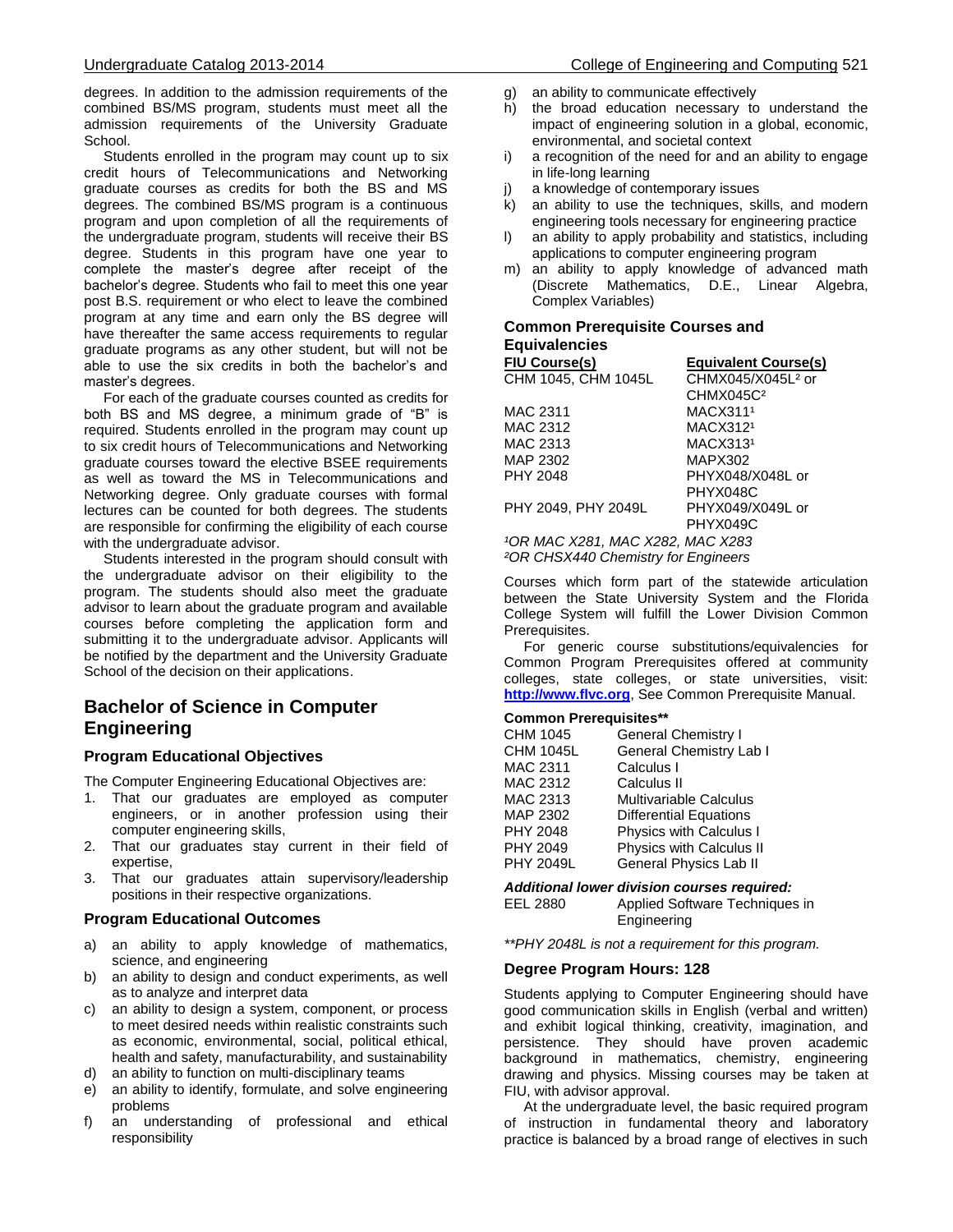degrees. In addition to the admission requirements of the combined BS/MS program, students must meet all the admission requirements of the University Graduate School.

Students enrolled in the program may count up to six credit hours of Telecommunications and Networking graduate courses as credits for both the BS and MS degrees. The combined BS/MS program is a continuous program and upon completion of all the requirements of the undergraduate program, students will receive their BS degree. Students in this program have one year to complete the master's degree after receipt of the bachelor's degree. Students who fail to meet this one year post B.S. requirement or who elect to leave the combined program at any time and earn only the BS degree will have thereafter the same access requirements to regular graduate programs as any other student, but will not be able to use the six credits in both the bachelor's and master's degrees.

For each of the graduate courses counted as credits for both BS and MS degree, a minimum grade of "B" is required. Students enrolled in the program may count up to six credit hours of Telecommunications and Networking graduate courses toward the elective BSEE requirements as well as toward the MS in Telecommunications and Networking degree. Only graduate courses with formal lectures can be counted for both degrees. The students are responsible for confirming the eligibility of each course with the undergraduate advisor.

Students interested in the program should consult with the undergraduate advisor on their eligibility to the program. The students should also meet the graduate advisor to learn about the graduate program and available courses before completing the application form and submitting it to the undergraduate advisor. Applicants will be notified by the department and the University Graduate School of the decision on their applications.

## Bachelor of Science in Computer Engineering

### Program Educational Objectives

The Computer Engineering Educational Objectives are:

1. That our graduates are employed as computer engineers, or in another profession using their computer engineering skills,
2. That our graduates stay current in their field of expertise,
3. That our graduates attain supervisory/leadership positions in their respective organizations.

### Program Educational Outcomes

a) an ability to apply knowledge of mathematics, science, and engineering
b) an ability to design and conduct experiments, as well as to analyze and interpret data
c) an ability to design a system, component, or process to meet desired needs within realistic constraints such as economic, environmental, social, political ethical, health and safety, manufacturability, and sustainability
d) an ability to function on multi-disciplinary teams
e) an ability to identify, formulate, and solve engineering problems
f) an understanding of professional and ethical responsibility
g) an ability to communicate effectively
h) the broad education necessary to understand the impact of engineering solution in a global, economic, environmental, and societal context
i) a recognition of the need for and an ability to engage in life-long learning
j) a knowledge of contemporary issues
k) an ability to use the techniques, skills, and modern engineering tools necessary for engineering practice
l) an ability to apply probability and statistics, including applications to computer engineering program
m) an ability to apply knowledge of advanced math (Discrete Mathematics, D.E., Linear Algebra, Complex Variables)

### Common Prerequisite Courses and Equivalencies

| FIU Course(s) | Equivalent Course(s) |
|---|---|
| CHM 1045, CHM 1045L | CHMX045/X045L[2] or CHMX045C[2] |
| MAC 2311 | MACX311[1] |
| MAC 2312 | MACX312[1] |
| MAC 2313 | MACX313[1] |
| MAP 2302 | MAPX302 |
| PHY 2048 | PHYX048/X048L or PHYX048C |
| PHY 2049, PHY 2049L | PHYX049/X049L or PHYX049C |

*[1]OR MAC X281, MAC X282, MAC X283*
*[2]OR CHSX440 Chemistry for Engineers*

Courses which form part of the statewide articulation between the State University System and the Florida College System will fulfill the Lower Division Common Prerequisites.

For generic course substitutions/equivalencies for Common Program Prerequisites offered at community colleges, state colleges, or state universities, visit: [http://www.flvc.org](http://www.flvc.org), See Common Prerequisite Manual.

### Common Prerequisites**

| | |
|---|---|
| CHM 1045 | General Chemistry I |
| CHM 1045L | General Chemistry Lab I |
| MAC 2311 | Calculus I |
| MAC 2312 | Calculus II |
| MAC 2313 | Multivariable Calculus |
| MAP 2302 | Differential Equations |
| PHY 2048 | Physics with Calculus I |
| PHY 2049 | Physics with Calculus II |
| PHY 2049L | General Physics Lab II |

***Additional lower division courses required:***

| | |
|---|---|
| EEL 2880 | Applied Software Techniques in Engineering |

*\*\*PHY 2048L is not a requirement for this program.*

### Degree Program Hours: 128

Students applying to Computer Engineering should have good communication skills in English (verbal and written) and exhibit logical thinking, creativity, imagination, and persistence. They should have proven academic background in mathematics, chemistry, engineering drawing and physics. Missing courses may be taken at FIU, with advisor approval.

At the undergraduate level, the basic required program of instruction in fundamental theory and laboratory practice is balanced by a broad range of electives in such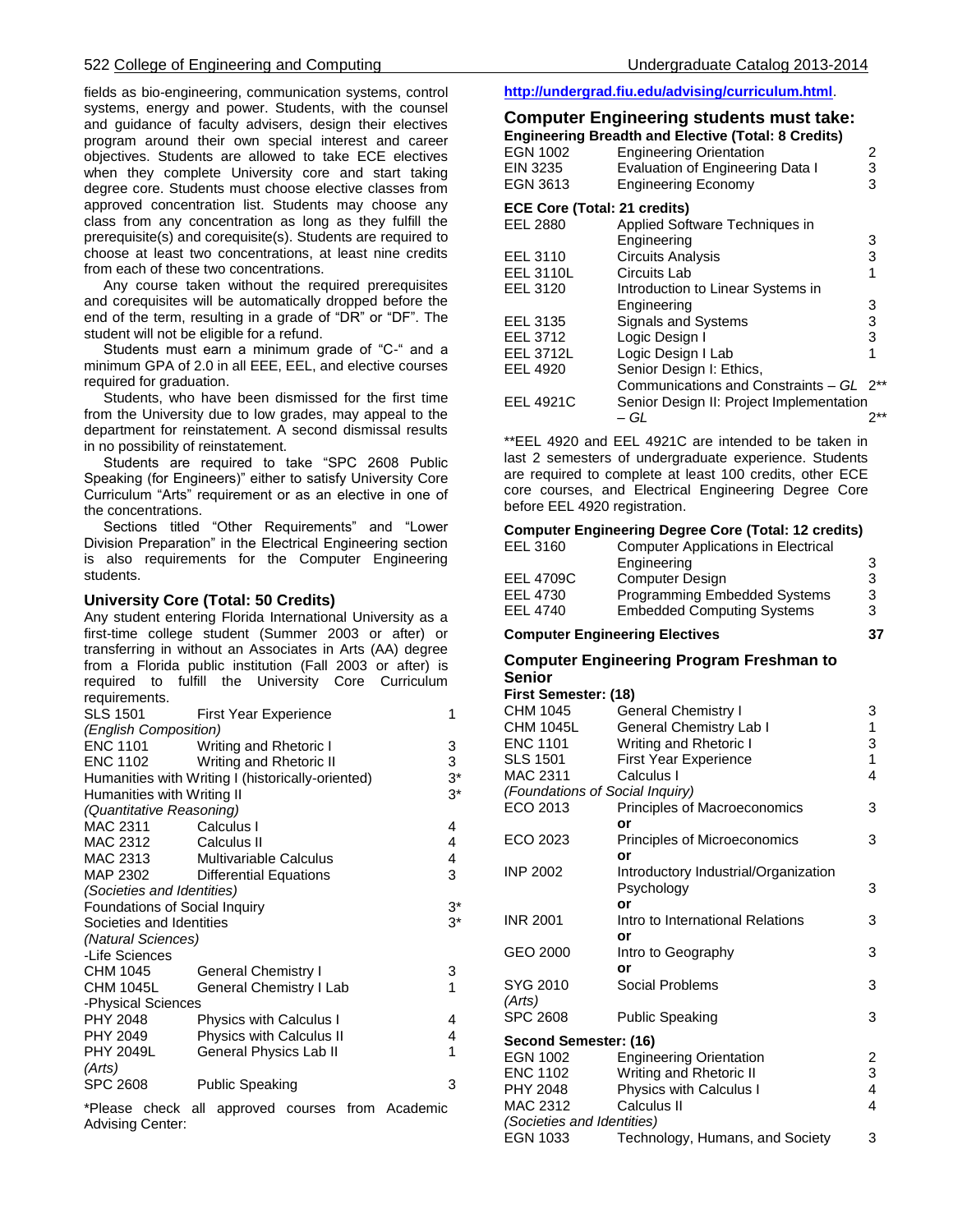fields as bio-engineering, communication systems, control systems, energy and power. Students, with the counsel and guidance of faculty advisers, design their electives program around their own special interest and career objectives. Students are allowed to take ECE electives when they complete University core and start taking degree core. Students must choose elective classes from approved concentration list. Students may choose any class from any concentration as long as they fulfill the prerequisite(s) and corequisite(s). Students are required to choose at least two concentrations, at least nine credits from each of these two concentrations.

Any course taken without the required prerequisites and corequisites will be automatically dropped before the end of the term, resulting in a grade of "DR" or "DF". The student will not be eligible for a refund.

Students must earn a minimum grade of "C-" and a minimum GPA of 2.0 in all EEE, EEL, and elective courses required for graduation.

Students, who have been dismissed for the first time from the University due to low grades, may appeal to the department for reinstatement. A second dismissal results in no possibility of reinstatement.

Students are required to take "SPC 2608 Public Speaking (for Engineers)" either to satisfy University Core Curriculum "Arts" requirement or as an elective in one of the concentrations.

Sections titled "Other Requirements" and "Lower Division Preparation" in the Electrical Engineering section is also requirements for the Computer Engineering students.

### University Core (Total: 50 Credits)

Any student entering Florida International University as a first-time college student (Summer 2003 or after) or transferring in without an Associates in Arts (AA) degree from a Florida public institution (Fall 2003 or after) is required to fulfill the University Core Curriculum requirements.

| | | |
|---|---|---|
| SLS 1501 | First Year Experience | 1 |
| *(English Composition)* | | |
| ENC 1101 | Writing and Rhetoric I | 3 |
| ENC 1102 | Writing and Rhetoric II | 3 |
| Humanities with Writing I (historically-oriented) | | 3* |
| Humanities with Writing II | | 3* |
| *(Quantitative Reasoning)* | | |
| MAC 2311 | Calculus I | 4 |
| MAC 2312 | Calculus II | 4 |
| MAC 2313 | Multivariable Calculus | 4 |
| MAP 2302 | Differential Equations | 3 |
| *(Societies and Identities)* | | |
| Foundations of Social Inquiry | | 3* |
| Societies and Identities | | 3* |
| *(Natural Sciences)* | | |
| -Life Sciences | | |
| CHM 1045 | General Chemistry I | 3 |
| CHM 1045L | General Chemistry I Lab | 1 |
| -Physical Sciences | | |
| PHY 2048 | Physics with Calculus I | 4 |
| PHY 2049 | Physics with Calculus II | 4 |
| PHY 2049L | General Physics Lab II | 1 |
| *(Arts)* | | |
| SPC 2608 | Public Speaking | 3 |

*Please check all approved courses from Academic Advising Center: http://undergrad.fiu.edu/advising/curriculum.html.

## Computer Engineering students must take:

### Engineering Breadth and Elective (Total: 8 Credits)

| | | |
|---|---|---|
| EGN 1002 | Engineering Orientation | 2 |
| EIN 3235 | Evaluation of Engineering Data I | 3 |
| EGN 3613 | Engineering Economy | 3 |

### ECE Core (Total: 21 credits)

| | | |
|---|---|---|
| EEL 2880 | Applied Software Techniques in Engineering | 3 |
| EEL 3110 | Circuits Analysis | 3 |
| EEL 3110L | Circuits Lab | 1 |
| EEL 3120 | Introduction to Linear Systems in Engineering | 3 |
| EEL 3135 | Signals and Systems | 3 |
| EEL 3712 | Logic Design I | 3 |
| EEL 3712L | Logic Design I Lab | 1 |
| EEL 4920 | Senior Design I: Ethics, Communications and Constraints – *GL* | 2** |
| EEL 4921C | Senior Design II: Project Implementation – *GL* | 2** |

**EEL 4920 and EEL 4921C are intended to be taken in last 2 semesters of undergraduate experience. Students are required to complete at least 100 credits, other ECE core courses, and Electrical Engineering Degree Core before EEL 4920 registration.

### Computer Engineering Degree Core (Total: 12 credits)

| | | |
|---|---|---|
| EEL 3160 | Computer Applications in Electrical Engineering | 3 |
| EEL 4709C | Computer Design | 3 |
| EEL 4730 | Programming Embedded Systems | 3 |
| EEL 4740 | Embedded Computing Systems | 3 |

### Computer Engineering Electives — 37

## Computer Engineering Program Freshman to Senior

### First Semester: (18)

| | | |
|---|---|---|
| CHM 1045 | General Chemistry I | 3 |
| CHM 1045L | General Chemistry Lab I | 1 |
| ENC 1101 | Writing and Rhetoric I | 3 |
| SLS 1501 | First Year Experience | 1 |
| MAC 2311 | Calculus I | 4 |
| *(Foundations of Social Inquiry)* | | |
| ECO 2013 | Principles of Macroeconomics | 3 |
| | or | |
| ECO 2023 | Principles of Microeconomics | 3 |
| | or | |
| INP 2002 | Introductory Industrial/Organization Psychology | 3 |
| | or | |
| INR 2001 | Intro to International Relations | 3 |
| | or | |
| GEO 2000 | Intro to Geography | 3 |
| | or | |
| SYG 2010 | Social Problems | 3 |
| *(Arts)* | | |
| SPC 2608 | Public Speaking | 3 |

### Second Semester: (16)

| | | |
|---|---|---|
| EGN 1002 | Engineering Orientation | 2 |
| ENC 1102 | Writing and Rhetoric II | 3 |
| PHY 2048 | Physics with Calculus I | 4 |
| MAC 2312 | Calculus II | 4 |
| *(Societies and Identities)* | | |
| EGN 1033 | Technology, Humans, and Society | 3 |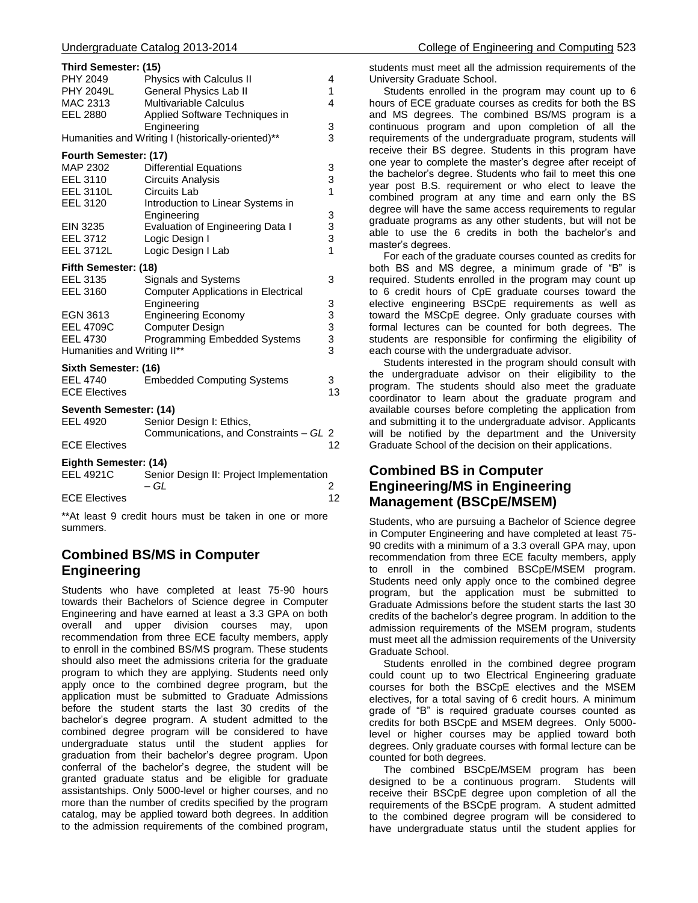**Third Semester: (15)**

| | | |
|---|---|---|
| PHY 2049 | Physics with Calculus II | 4 |
| PHY 2049L | General Physics Lab II | 1 |
| MAC 2313 | Multivariable Calculus | 4 |
| EEL 2880 | Applied Software Techniques in Engineering | 3 |
| Humanities and Writing I (historically-oriented)** | | 3 |

**Fourth Semester: (17)**

| | | |
|---|---|---|
| MAP 2302 | Differential Equations | 3 |
| EEL 3110 | Circuits Analysis | 3 |
| EEL 3110L | Circuits Lab | 1 |
| EEL 3120 | Introduction to Linear Systems in Engineering | 3 |
| EIN 3235 | Evaluation of Engineering Data I | 3 |
| EEL 3712 | Logic Design I | 3 |
| EEL 3712L | Logic Design I Lab | 1 |

**Fifth Semester: (18)**

| | | |
|---|---|---|
| EEL 3135 | Signals and Systems | 3 |
| EEL 3160 | Computer Applications in Electrical Engineering | 3 |
| EGN 3613 | Engineering Economy | 3 |
| EEL 4709C | Computer Design | 3 |
| EEL 4730 | Programming Embedded Systems | 3 |
| Humanities and Writing II** | | 3 |

**Sixth Semester: (16)**

| | | |
|---|---|---|
| EEL 4740 | Embedded Computing Systems | 3 |
| ECE Electives | | 13 |

**Seventh Semester: (14)**

| | | |
|---|---|---|
| EEL 4920 | Senior Design I: Ethics, Communications, and Constraints – *GL* | 2 |
| ECE Electives | | 12 |

**Eighth Semester: (14)**

| | | |
|---|---|---|
| EEL 4921C | Senior Design II: Project Implementation – *GL* | 2 |
| ECE Electives | | 12 |

**At least 9 credit hours must be taken in one or more summers.

## Combined BS/MS in Computer Engineering

Students who have completed at least 75-90 hours towards their Bachelors of Science degree in Computer Engineering and have earned at least a 3.3 GPA on both overall and upper division courses may, upon recommendation from three ECE faculty members, apply to enroll in the combined BS/MS program. These students should also meet the admissions criteria for the graduate program to which they are applying. Students need only apply once to the combined degree program, but the application must be submitted to Graduate Admissions before the student starts the last 30 credits of the bachelor's degree program. A student admitted to the combined degree program will be considered to have undergraduate status until the student applies for graduation from their bachelor's degree program. Upon conferral of the bachelor's degree, the student will be granted graduate status and be eligible for graduate assistantships. Only 5000-level or higher courses, and no more than the number of credits specified by the program catalog, may be applied toward both degrees. In addition to the admission requirements of the combined program, students must meet all the admission requirements of the University Graduate School.

Students enrolled in the program may count up to 6 hours of ECE graduate courses as credits for both the BS and MS degrees. The combined BS/MS program is a continuous program and upon completion of all the requirements of the undergraduate program, students will receive their BS degree. Students in this program have one year to complete the master's degree after receipt of the bachelor's degree. Students who fail to meet this one year post B.S. requirement or who elect to leave the combined program at any time and earn only the BS degree will have the same access requirements to regular graduate programs as any other students, but will not be able to use the 6 credits in both the bachelor's and master's degrees.

For each of the graduate courses counted as credits for both BS and MS degree, a minimum grade of "B" is required. Students enrolled in the program may count up to 6 credit hours of CpE graduate courses toward the elective engineering BSCpE requirements as well as toward the MSCpE degree. Only graduate courses with formal lectures can be counted for both degrees. The students are responsible for confirming the eligibility of each course with the undergraduate advisor.

Students interested in the program should consult with the undergraduate advisor on their eligibility to the program. The students should also meet the graduate coordinator to learn about the graduate program and available courses before completing the application from and submitting it to the undergraduate advisor. Applicants will be notified by the department and the University Graduate School of the decision on their applications.

## Combined BS in Computer Engineering/MS in Engineering Management (BSCpE/MSEM)

Students, who are pursuing a Bachelor of Science degree in Computer Engineering and have completed at least 75-90 credits with a minimum of a 3.3 overall GPA may, upon recommendation from three ECE faculty members, apply to enroll in the combined BSCpE/MSEM program. Students need only apply once to the combined degree program, but the application must be submitted to Graduate Admissions before the student starts the last 30 credits of the bachelor's degree program. In addition to the admission requirements of the MSEM program, students must meet all the admission requirements of the University Graduate School.

Students enrolled in the combined degree program could count up to two Electrical Engineering graduate courses for both the BSCpE electives and the MSEM electives, for a total saving of 6 credit hours. A minimum grade of "B" is required graduate courses counted as credits for both BSCpE and MSEM degrees. Only 5000-level or higher courses may be applied toward both degrees. Only graduate courses with formal lecture can be counted for both degrees.

The combined BSCpE/MSEM program has been designed to be a continuous program. Students will receive their BSCpE degree upon completion of all the requirements of the BSCpE program. A student admitted to the combined degree program will be considered to have undergraduate status until the student applies for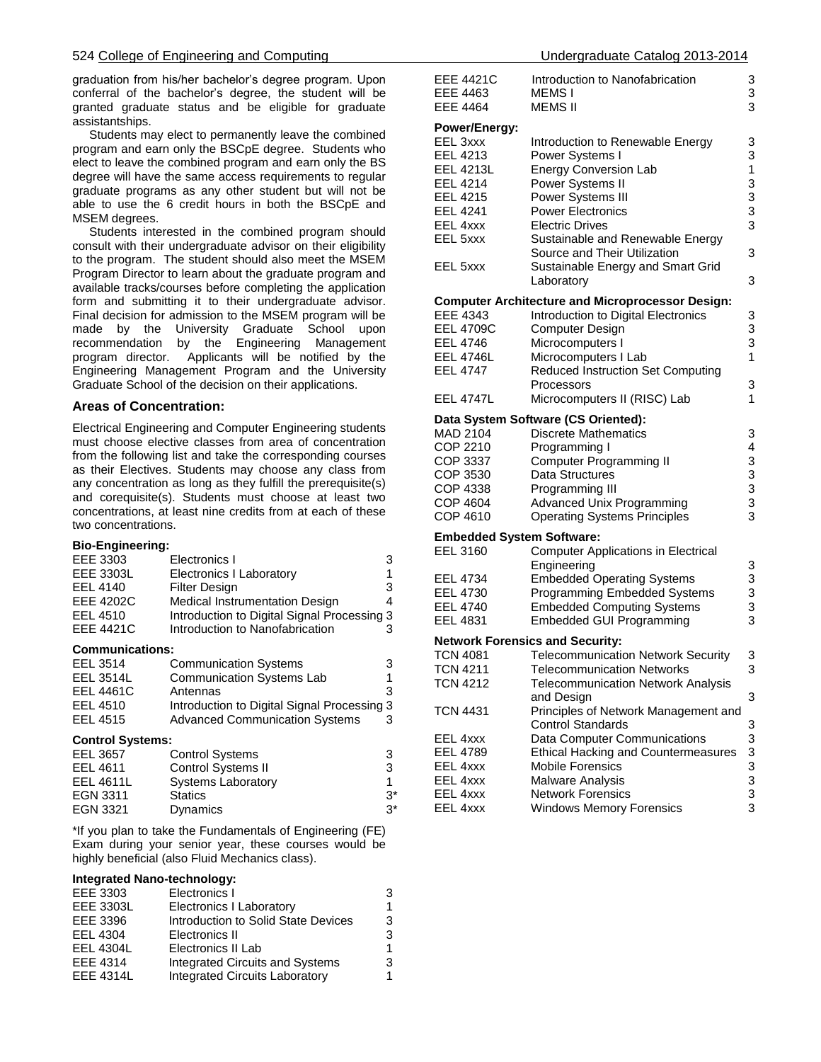graduation from his/her bachelor's degree program. Upon conferral of the bachelor's degree, the student will be granted graduate status and be eligible for graduate assistantships.

Students may elect to permanently leave the combined program and earn only the BSCpE degree. Students who elect to leave the combined program and earn only the BS degree will have the same access requirements to regular graduate programs as any other student but will not be able to use the 6 credit hours in both the BSCpE and MSEM degrees.

Students interested in the combined program should consult with their undergraduate advisor on their eligibility to the program. The student should also meet the MSEM Program Director to learn about the graduate program and available tracks/courses before completing the application form and submitting it to their undergraduate advisor. Final decision for admission to the MSEM program will be made by the University Graduate School upon recommendation by the Engineering Management program director. Applicants will be notified by the Engineering Management Program and the University Graduate School of the decision on their applications.

## Areas of Concentration:

Electrical Engineering and Computer Engineering students must choose elective classes from area of concentration from the following list and take the corresponding courses as their Electives. Students may choose any class from any concentration as long as they fulfill the prerequisite(s) and corequisite(s). Students must choose at least two concentrations, at least nine credits from at each of these two concentrations.

**Bio-Engineering:**

| | | |
|---|---|---|
| EEE 3303 | Electronics I | 3 |
| EEE 3303L | Electronics I Laboratory | 1 |
| EEL 4140 | Filter Design | 3 |
| EEE 4202C | Medical Instrumentation Design | 4 |
| EEL 4510 | Introduction to Digital Signal Processing | 3 |
| EEE 4421C | Introduction to Nanofabrication | 3 |

**Communications:**

| | | |
|---|---|---|
| EEL 3514 | Communication Systems | 3 |
| EEL 3514L | Communication Systems Lab | 1 |
| EEL 4461C | Antennas | 3 |
| EEL 4510 | Introduction to Digital Signal Processing | 3 |
| EEL 4515 | Advanced Communication Systems | 3 |

**Control Systems:**

| | | |
|---|---|---|
| EEL 3657 | Control Systems | 3 |
| EEL 4611 | Control Systems II | 3 |
| EEL 4611L | Systems Laboratory | 1 |
| EGN 3311 | Statics | 3* |
| EGN 3321 | Dynamics | 3* |

*If you plan to take the Fundamentals of Engineering (FE) Exam during your senior year, these courses would be highly beneficial (also Fluid Mechanics class).

**Integrated Nano-technology:**

| | | |
|---|---|---|
| EEE 3303 | Electronics I | 3 |
| EEE 3303L | Electronics I Laboratory | 1 |
| EEE 3396 | Introduction to Solid State Devices | 3 |
| EEL 4304 | Electronics II | 3 |
| EEL 4304L | Electronics II Lab | 1 |
| EEE 4314 | Integrated Circuits and Systems | 3 |
| EEE 4314L | Integrated Circuits Laboratory | 1 |
| EEE 4421C | Introduction to Nanofabrication | 3 |
| EEE 4463 | MEMS I | 3 |
| EEE 4464 | MEMS II | 3 |

**Power/Energy:**

| | | |
|---|---|---|
| EEL 3xxx | Introduction to Renewable Energy | 3 |
| EEL 4213 | Power Systems I | 3 |
| EEL 4213L | Energy Conversion Lab | 1 |
| EEL 4214 | Power Systems II | 3 |
| EEL 4215 | Power Systems III | 3 |
| EEL 4241 | Power Electronics | 3 |
| EEL 4xxx | Electric Drives | 3 |
| EEL 5xxx | Sustainable and Renewable Energy Source and Their Utilization | 3 |
| EEL 5xxx | Sustainable Energy and Smart Grid Laboratory | 3 |

**Computer Architecture and Microprocessor Design:**

| | | |
|---|---|---|
| EEE 4343 | Introduction to Digital Electronics | 3 |
| EEL 4709C | Computer Design | 3 |
| EEL 4746 | Microcomputers I | 3 |
| EEL 4746L | Microcomputers I Lab | 1 |
| EEL 4747 | Reduced Instruction Set Computing Processors | 3 |
| EEL 4747L | Microcomputers II (RISC) Lab | 1 |

**Data System Software (CS Oriented):**

| | | |
|---|---|---|
| MAD 2104 | Discrete Mathematics | 3 |
| COP 2210 | Programming I | 4 |
| COP 3337 | Computer Programming II | 3 |
| COP 3530 | Data Structures | 3 |
| COP 4338 | Programming III | 3 |
| COP 4604 | Advanced Unix Programming | 3 |
| COP 4610 | Operating Systems Principles | 3 |

**Embedded System Software:**

| | | |
|---|---|---|
| EEL 3160 | Computer Applications in Electrical Engineering | 3 |
| EEL 4734 | Embedded Operating Systems | 3 |
| EEL 4730 | Programming Embedded Systems | 3 |
| EEL 4740 | Embedded Computing Systems | 3 |
| EEL 4831 | Embedded GUI Programming | 3 |

**Network Forensics and Security:**

| | | |
|---|---|---|
| TCN 4081 | Telecommunication Network Security | 3 |
| TCN 4211 | Telecommunication Networks | 3 |
| TCN 4212 | Telecommunication Network Analysis and Design | 3 |
| TCN 4431 | Principles of Network Management and Control Standards | 3 |
| EEL 4xxx | Data Computer Communications | 3 |
| EEL 4789 | Ethical Hacking and Countermeasures | 3 |
| EEL 4xxx | Mobile Forensics | 3 |
| EEL 4xxx | Malware Analysis | 3 |
| EEL 4xxx | Network Forensics | 3 |
| EEL 4xxx | Windows Memory Forensics | 3 |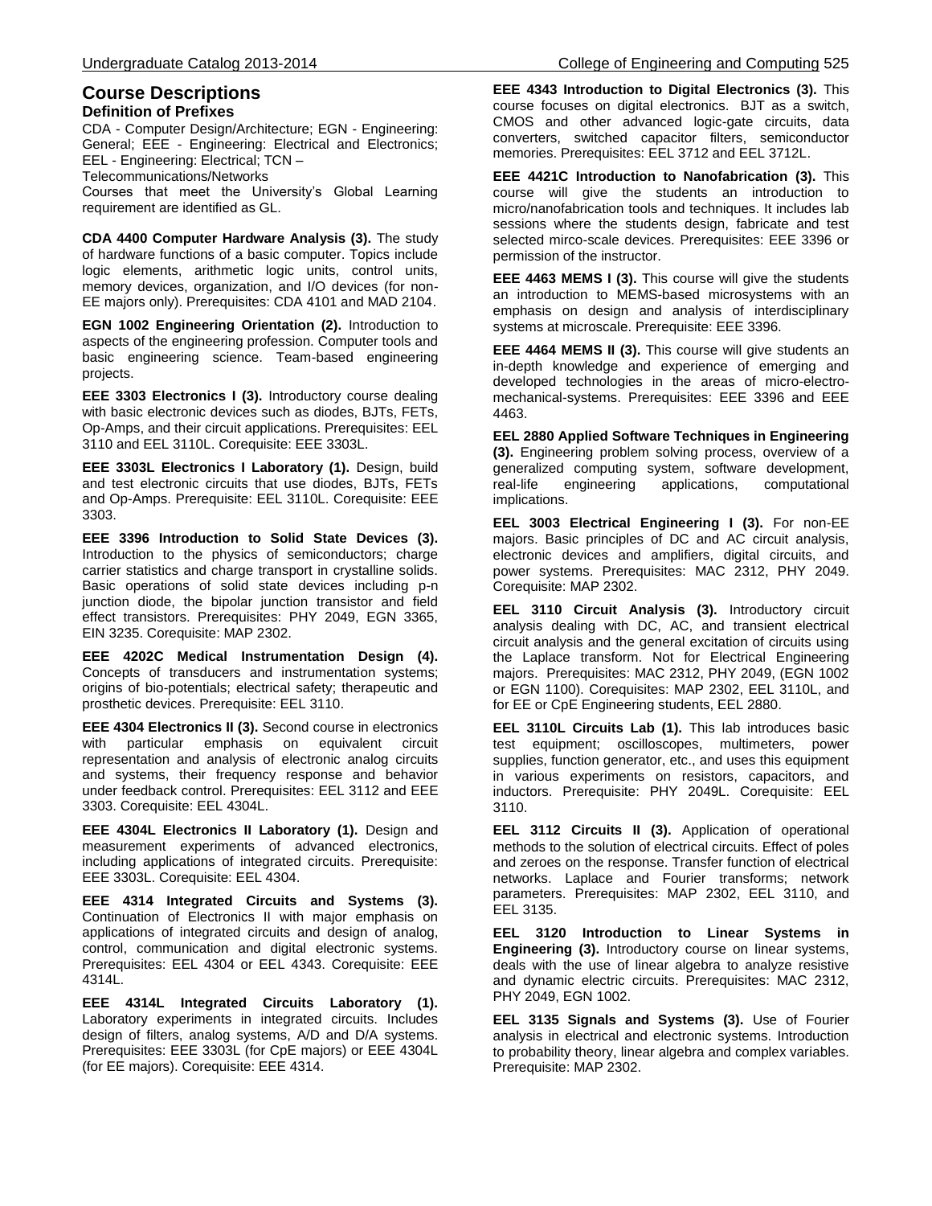## Course Descriptions

### Definition of Prefixes

CDA - Computer Design/Architecture; EGN - Engineering: General; EEE - Engineering: Electrical and Electronics; EEL - Engineering: Electrical; TCN – Telecommunications/Networks

Courses that meet the University's Global Learning requirement are identified as GL.

**CDA 4400 Computer Hardware Analysis (3).** The study of hardware functions of a basic computer. Topics include logic elements, arithmetic logic units, control units, memory devices, organization, and I/O devices (for non-EE majors only). Prerequisites: CDA 4101 and MAD 2104.

**EGN 1002 Engineering Orientation (2).** Introduction to aspects of the engineering profession. Computer tools and basic engineering science. Team-based engineering projects.

**EEE 3303 Electronics I (3).** Introductory course dealing with basic electronic devices such as diodes, BJTs, FETs, Op-Amps, and their circuit applications. Prerequisites: EEL 3110 and EEL 3110L. Corequisite: EEE 3303L.

**EEE 3303L Electronics I Laboratory (1).** Design, build and test electronic circuits that use diodes, BJTs, FETs and Op-Amps. Prerequisite: EEL 3110L. Corequisite: EEE 3303.

**EEE 3396 Introduction to Solid State Devices (3).** Introduction to the physics of semiconductors; charge carrier statistics and charge transport in crystalline solids. Basic operations of solid state devices including p-n junction diode, the bipolar junction transistor and field effect transistors. Prerequisites: PHY 2049, EGN 3365, EIN 3235. Corequisite: MAP 2302.

**EEE 4202C Medical Instrumentation Design (4).** Concepts of transducers and instrumentation systems; origins of bio-potentials; electrical safety; therapeutic and prosthetic devices. Prerequisite: EEL 3110.

**EEE 4304 Electronics II (3).** Second course in electronics with particular emphasis on equivalent circuit representation and analysis of electronic analog circuits and systems, their frequency response and behavior under feedback control. Prerequisites: EEL 3112 and EEE 3303. Corequisite: EEL 4304L.

**EEE 4304L Electronics II Laboratory (1).** Design and measurement experiments of advanced electronics, including applications of integrated circuits. Prerequisite: EEE 3303L. Corequisite: EEL 4304.

**EEE 4314 Integrated Circuits and Systems (3).** Continuation of Electronics II with major emphasis on applications of integrated circuits and design of analog, control, communication and digital electronic systems. Prerequisites: EEL 4304 or EEL 4343. Corequisite: EEE 4314L.

**EEE 4314L Integrated Circuits Laboratory (1).** Laboratory experiments in integrated circuits. Includes design of filters, analog systems, A/D and D/A systems. Prerequisites: EEE 3303L (for CpE majors) or EEE 4304L (for EE majors). Corequisite: EEE 4314.

**EEE 4343 Introduction to Digital Electronics (3).** This course focuses on digital electronics. BJT as a switch, CMOS and other advanced logic-gate circuits, data converters, switched capacitor filters, semiconductor memories. Prerequisites: EEL 3712 and EEL 3712L.

**EEE 4421C Introduction to Nanofabrication (3).** This course will give the students an introduction to micro/nanofabrication tools and techniques. It includes lab sessions where the students design, fabricate and test selected mirco-scale devices. Prerequisites: EEE 3396 or permission of the instructor.

**EEE 4463 MEMS I (3).** This course will give the students an introduction to MEMS-based microsystems with an emphasis on design and analysis of interdisciplinary systems at microscale. Prerequisite: EEE 3396.

**EEE 4464 MEMS II (3).** This course will give students an in-depth knowledge and experience of emerging and developed technologies in the areas of micro-electro-mechanical-systems. Prerequisites: EEE 3396 and EEE 4463.

**EEL 2880 Applied Software Techniques in Engineering (3).** Engineering problem solving process, overview of a generalized computing system, software development, real-life engineering applications, computational implications.

**EEL 3003 Electrical Engineering I (3).** For non-EE majors. Basic principles of DC and AC circuit analysis, electronic devices and amplifiers, digital circuits, and power systems. Prerequisites: MAC 2312, PHY 2049. Corequisite: MAP 2302.

**EEL 3110 Circuit Analysis (3).** Introductory circuit analysis dealing with DC, AC, and transient electrical circuit analysis and the general excitation of circuits using the Laplace transform. Not for Electrical Engineering majors. Prerequisites: MAC 2312, PHY 2049, (EGN 1002 or EGN 1100). Corequisites: MAP 2302, EEL 3110L, and for EE or CpE Engineering students, EEL 2880.

**EEL 3110L Circuits Lab (1).** This lab introduces basic test equipment; oscilloscopes, multimeters, power supplies, function generator, etc., and uses this equipment in various experiments on resistors, capacitors, and inductors. Prerequisite: PHY 2049L. Corequisite: EEL 3110.

**EEL 3112 Circuits II (3).** Application of operational methods to the solution of electrical circuits. Effect of poles and zeroes on the response. Transfer function of electrical networks. Laplace and Fourier transforms; network parameters. Prerequisites: MAP 2302, EEL 3110, and EEL 3135.

**EEL 3120 Introduction to Linear Systems in Engineering (3).** Introductory course on linear systems, deals with the use of linear algebra to analyze resistive and dynamic electric circuits. Prerequisites: MAC 2312, PHY 2049, EGN 1002.

**EEL 3135 Signals and Systems (3).** Use of Fourier analysis in electrical and electronic systems. Introduction to probability theory, linear algebra and complex variables. Prerequisite: MAP 2302.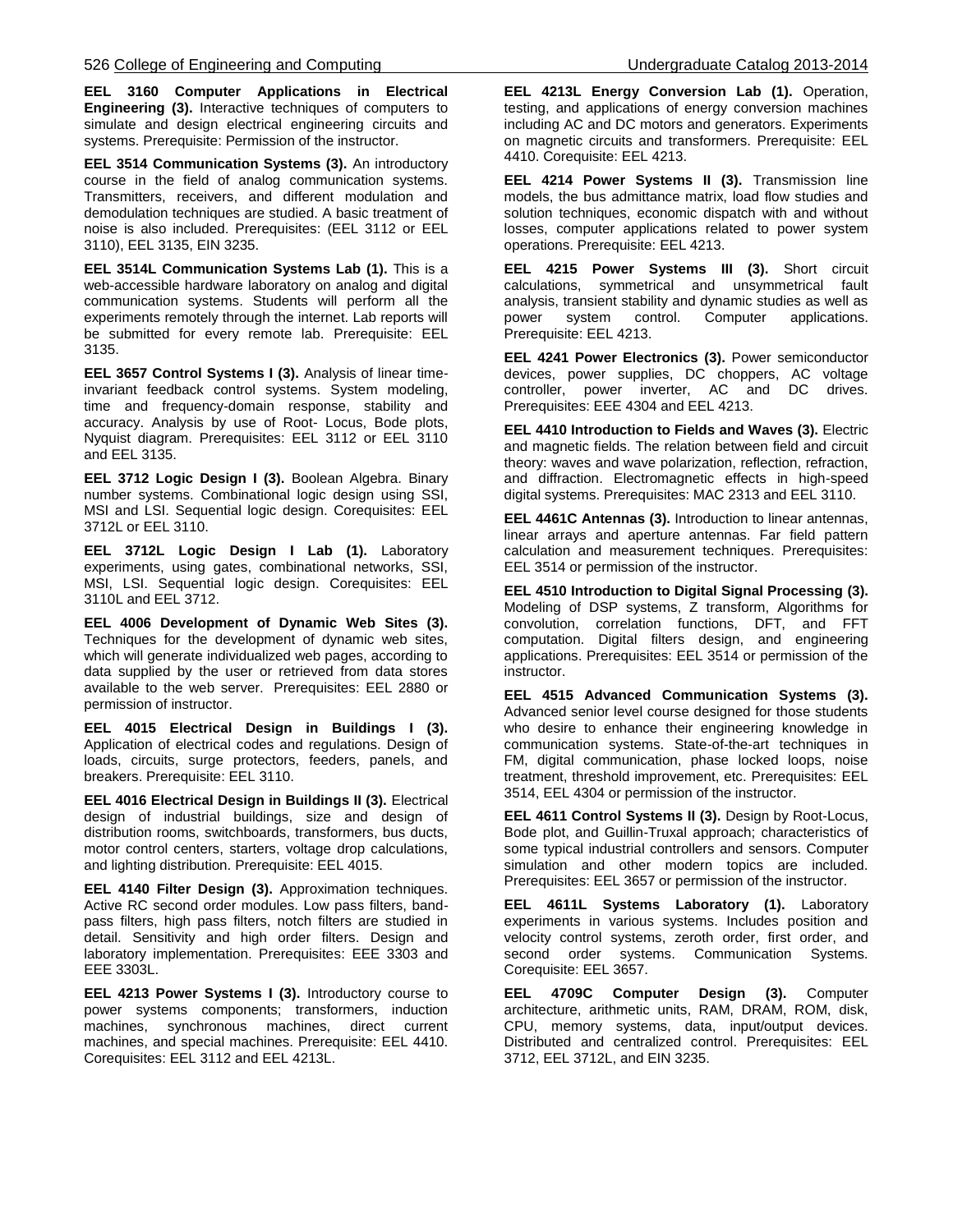**EEL 3160 Computer Applications in Electrical Engineering (3).** Interactive techniques of computers to simulate and design electrical engineering circuits and systems. Prerequisite: Permission of the instructor.

**EEL 3514 Communication Systems (3).** An introductory course in the field of analog communication systems. Transmitters, receivers, and different modulation and demodulation techniques are studied. A basic treatment of noise is also included. Prerequisites: (EEL 3112 or EEL 3110), EEL 3135, EIN 3235.

**EEL 3514L Communication Systems Lab (1).** This is a web-accessible hardware laboratory on analog and digital communication systems. Students will perform all the experiments remotely through the internet. Lab reports will be submitted for every remote lab. Prerequisite: EEL 3135.

**EEL 3657 Control Systems I (3).** Analysis of linear time-invariant feedback control systems. System modeling, time and frequency-domain response, stability and accuracy. Analysis by use of Root- Locus, Bode plots, Nyquist diagram. Prerequisites: EEL 3112 or EEL 3110 and EEL 3135.

**EEL 3712 Logic Design I (3).** Boolean Algebra. Binary number systems. Combinational logic design using SSI, MSI and LSI. Sequential logic design. Corequisites: EEL 3712L or EEL 3110.

**EEL 3712L Logic Design I Lab (1).** Laboratory experiments, using gates, combinational networks, SSI, MSI, LSI. Sequential logic design. Corequisites: EEL 3110L and EEL 3712.

**EEL 4006 Development of Dynamic Web Sites (3).** Techniques for the development of dynamic web sites, which will generate individualized web pages, according to data supplied by the user or retrieved from data stores available to the web server. Prerequisites: EEL 2880 or permission of instructor.

**EEL 4015 Electrical Design in Buildings I (3).** Application of electrical codes and regulations. Design of loads, circuits, surge protectors, feeders, panels, and breakers. Prerequisite: EEL 3110.

**EEL 4016 Electrical Design in Buildings II (3).** Electrical design of industrial buildings, size and design of distribution rooms, switchboards, transformers, bus ducts, motor control centers, starters, voltage drop calculations, and lighting distribution. Prerequisite: EEL 4015.

**EEL 4140 Filter Design (3).** Approximation techniques. Active RC second order modules. Low pass filters, band-pass filters, high pass filters, notch filters are studied in detail. Sensitivity and high order filters. Design and laboratory implementation. Prerequisites: EEE 3303 and EEE 3303L.

**EEL 4213 Power Systems I (3).** Introductory course to power systems components; transformers, induction machines, synchronous machines, direct current machines, and special machines. Prerequisite: EEL 4410. Corequisites: EEL 3112 and EEL 4213L.

**EEL 4213L Energy Conversion Lab (1).** Operation, testing, and applications of energy conversion machines including AC and DC motors and generators. Experiments on magnetic circuits and transformers. Prerequisite: EEL 4410. Corequisite: EEL 4213.

**EEL 4214 Power Systems II (3).** Transmission line models, the bus admittance matrix, load flow studies and solution techniques, economic dispatch with and without losses, computer applications related to power system operations. Prerequisite: EEL 4213.

**EEL 4215 Power Systems III (3).** Short circuit calculations, symmetrical and unsymmetrical fault analysis, transient stability and dynamic studies as well as power system control. Computer applications. Prerequisite: EEL 4213.

**EEL 4241 Power Electronics (3).** Power semiconductor devices, power supplies, DC choppers, AC voltage controller, power inverter, AC and DC drives. Prerequisites: EEE 4304 and EEL 4213.

**EEL 4410 Introduction to Fields and Waves (3).** Electric and magnetic fields. The relation between field and circuit theory: waves and wave polarization, reflection, refraction, and diffraction. Electromagnetic effects in high-speed digital systems. Prerequisites: MAC 2313 and EEL 3110.

**EEL 4461C Antennas (3).** Introduction to linear antennas, linear arrays and aperture antennas. Far field pattern calculation and measurement techniques. Prerequisites: EEL 3514 or permission of the instructor.

**EEL 4510 Introduction to Digital Signal Processing (3).** Modeling of DSP systems, Z transform, Algorithms for convolution, correlation functions, DFT, and FFT computation. Digital filters design, and engineering applications. Prerequisites: EEL 3514 or permission of the instructor.

**EEL 4515 Advanced Communication Systems (3).** Advanced senior level course designed for those students who desire to enhance their engineering knowledge in communication systems. State-of-the-art techniques in FM, digital communication, phase locked loops, noise treatment, threshold improvement, etc. Prerequisites: EEL 3514, EEL 4304 or permission of the instructor.

**EEL 4611 Control Systems II (3).** Design by Root-Locus, Bode plot, and Guillin-Truxal approach; characteristics of some typical industrial controllers and sensors. Computer simulation and other modern topics are included. Prerequisites: EEL 3657 or permission of the instructor.

**EEL 4611L Systems Laboratory (1).** Laboratory experiments in various systems. Includes position and velocity control systems, zeroth order, first order, and second order systems. Communication Systems. Corequisite: EEL 3657.

**EEL 4709C Computer Design (3).** Computer architecture, arithmetic units, RAM, DRAM, ROM, disk, CPU, memory systems, data, input/output devices. Distributed and centralized control. Prerequisites: EEL 3712, EEL 3712L, and EIN 3235.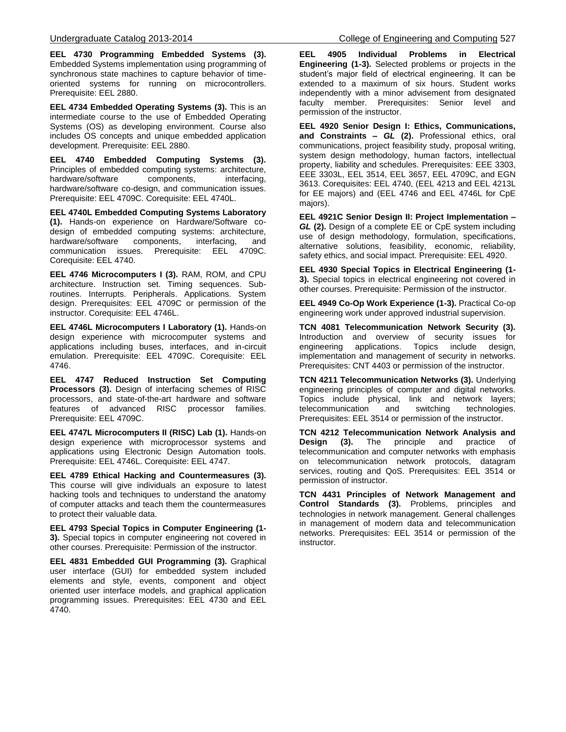**EEL 4730 Programming Embedded Systems (3).** Embedded Systems implementation using programming of synchronous state machines to capture behavior of time-oriented systems for running on microcontrollers. Prerequisite: EEL 2880.

**EEL 4734 Embedded Operating Systems (3).** This is an intermediate course to the use of Embedded Operating Systems (OS) as developing environment. Course also includes OS concepts and unique embedded application development. Prerequisite: EEL 2880.

**EEL 4740 Embedded Computing Systems (3).** Principles of embedded computing systems: architecture, hardware/software components, interfacing, hardware/software co-design, and communication issues. Prerequisite: EEL 4709C. Corequisite: EEL 4740L.

**EEL 4740L Embedded Computing Systems Laboratory (1).** Hands-on experience on Hardware/Software co-design of embedded computing systems: architecture, hardware/software components, interfacing, and communication issues. Prerequisite: EEL 4709C. Corequisite: EEL 4740.

**EEL 4746 Microcomputers I (3).** RAM, ROM, and CPU architecture. Instruction set. Timing sequences. Sub-routines. Interrupts. Peripherals. Applications. System design. Prerequisites: EEL 4709C or permission of the instructor. Corequisite: EEL 4746L.

**EEL 4746L Microcomputers I Laboratory (1).** Hands-on design experience with microcomputer systems and applications including buses, interfaces, and in-circuit emulation. Prerequisite: EEL 4709C. Corequisite: EEL 4746.

**EEL 4747 Reduced Instruction Set Computing Processors (3).** Design of interfacing schemes of RISC processors, and state-of-the-art hardware and software features of advanced RISC processor families. Prerequisite: EEL 4709C.

**EEL 4747L Microcomputers II (RISC) Lab (1).** Hands-on design experience with microprocessor systems and applications using Electronic Design Automation tools. Prerequisite: EEL 4746L. Corequisite: EEL 4747.

**EEL 4789 Ethical Hacking and Countermeasures (3).** This course will give individuals an exposure to latest hacking tools and techniques to understand the anatomy of computer attacks and teach them the countermeasures to protect their valuable data.

**EEL 4793 Special Topics in Computer Engineering (1-3).** Special topics in computer engineering not covered in other courses. Prerequisite: Permission of the instructor.

**EEL 4831 Embedded GUI Programming (3).** Graphical user interface (GUI) for embedded system included elements and style, events, component and object oriented user interface models, and graphical application programming issues. Prerequisites: EEL 4730 and EEL 4740.

**EEL 4905 Individual Problems in Electrical Engineering (1-3).** Selected problems or projects in the student's major field of electrical engineering. It can be extended to a maximum of six hours. Student works independently with a minor advisement from designated faculty member. Prerequisites: Senior level and permission of the instructor.

**EEL 4920 Senior Design I: Ethics, Communications, and Constraints – *GL* (2).** Professional ethics, oral communications, project feasibility study, proposal writing, system design methodology, human factors, intellectual property, liability and schedules. Prerequisites: EEE 3303, EEE 3303L, EEL 3514, EEL 3657, EEL 4709C, and EGN 3613. Corequisites: EEL 4740, (EEL 4213 and EEL 4213L for EE majors) and (EEL 4746 and EEL 4746L for CpE majors).

**EEL 4921C Senior Design II: Project Implementation – *GL* (2).** Design of a complete EE or CpE system including use of design methodology, formulation, specifications, alternative solutions, feasibility, economic, reliability, safety ethics, and social impact. Prerequisite: EEL 4920.

**EEL 4930 Special Topics in Electrical Engineering (1-3).** Special topics in electrical engineering not covered in other courses. Prerequisite: Permission of the instructor.

**EEL 4949 Co-Op Work Experience (1-3).** Practical Co-op engineering work under approved industrial supervision.

**TCN 4081 Telecommunication Network Security (3).** Introduction and overview of security issues for engineering applications. Topics include design, implementation and management of security in networks. Prerequisites: CNT 4403 or permission of the instructor.

**TCN 4211 Telecommunication Networks (3).** Underlying engineering principles of computer and digital networks. Topics include physical, link and network layers; telecommunication and switching technologies. Prerequisites: EEL 3514 or permission of the instructor.

**TCN 4212 Telecommunication Network Analysis and Design (3).** The principle and practice of telecommunication and computer networks with emphasis on telecommunication network protocols, datagram services, routing and QoS. Prerequisites: EEL 3514 or permission of instructor.

**TCN 4431 Principles of Network Management and Control Standards (3).** Problems, principles and technologies in network management. General challenges in management of modern data and telecommunication networks. Prerequisites: EEL 3514 or permission of the instructor.